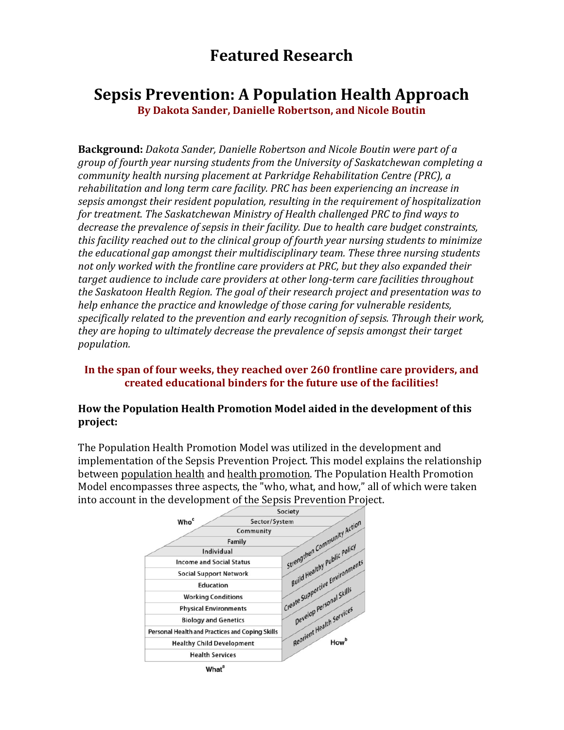# Featured Research

## Sepsis Prevention: A Population Health Approach

**By Dakota Sander, Danielle Robertson, and Nicole Boutin**

**Background:** *Dakota Sander, Danielle Robertson and Nicole Boutin were part of a group of fourth year nursing students from the University of Saskatchewan completing a community health nursing placement at Parkridge Rehabilitation Centre (PRC), a rehabilitation and long term care facility. PRC has been experiencing an increase in sepsis amongst their resident population, resulting in the requirement of hospitalization for treatment. The Saskatchewan Ministry of Health challenged PRC to find ways to decrease the prevalence of sepsis in their facility. Due to health care budget constraints, this facility reached out to the clinical group of fourth year nursing students to minimize the educational gap amongst their multidisciplinary team. These three nursing students not only worked with the frontline care providers at PRC, but they also expanded their target audience to include care providers at other long-term care facilities throughout the Saskatoon Health Region. The goal of their research project and presentation was to help enhance the practice and knowledge of those caring for vulnerable residents, specifically related to the prevention and early recognition of sepsis. Through their work, they are hoping to ultimately decrease the prevalence of sepsis amongst their target population.*

**In the span of four weeks, they reached over 260 frontline care providers, and created educational binders for the future use of the facilities!**

**How the Population Health Promotion Model aided in the development of this project:**

The Population Health Promotion Model was utilized in the development and implementation of the Sepsis Prevention Project. This model explains the relationship between population health and health promotion. The Population Health Promotion Model encompasses three aspects, the "who, what, and how," all of which were taken into account in the development of the Sepsis Prevention Project.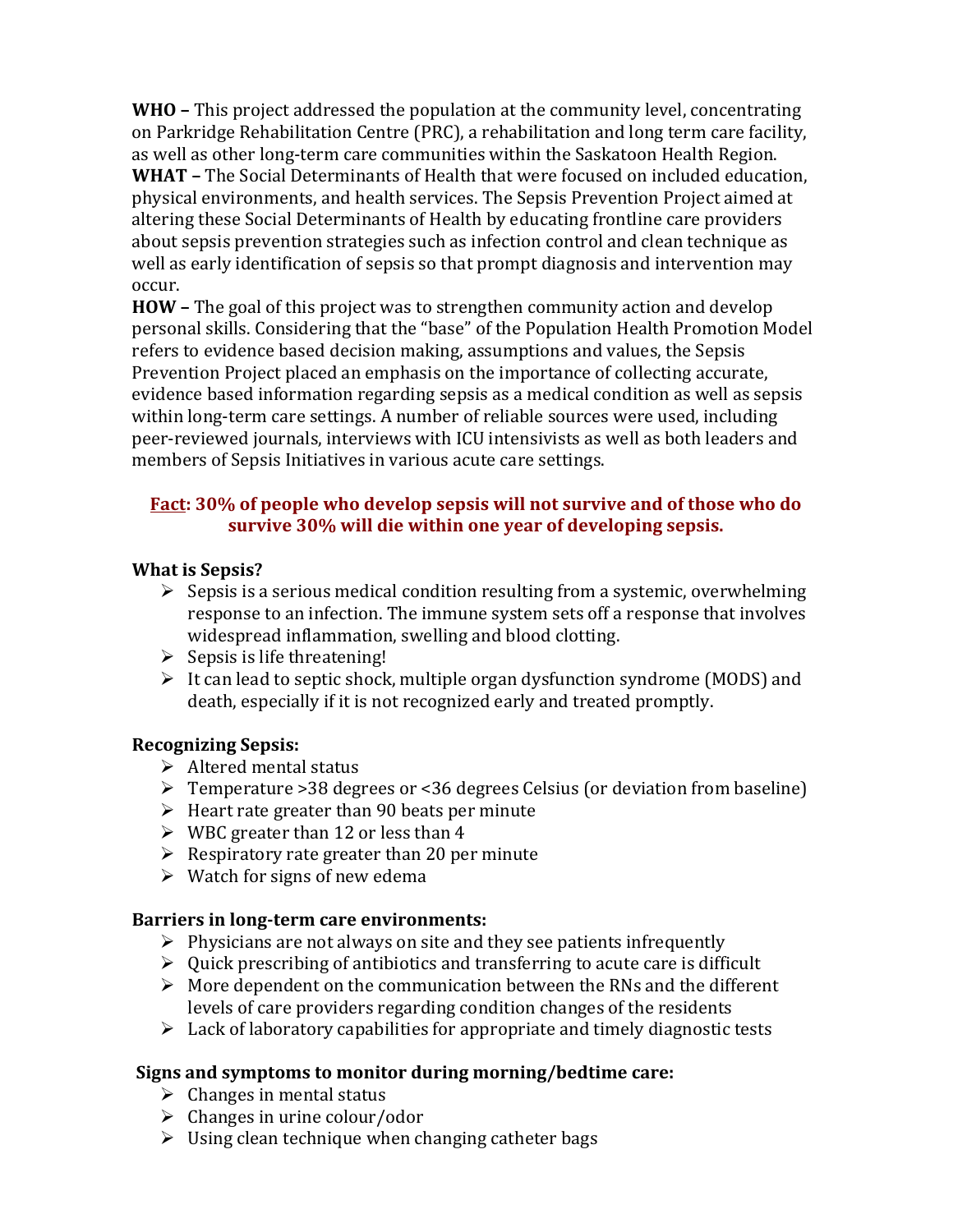**WHO –** This project addressed the population at the community level, concentrating on Parkridge Rehabilitation Centre (PRC), a rehabilitation and long term care facility, as well as other long-term care communities within the Saskatoon Health Region.
**WHAT –** The Social Determinants of Health that were focused on included education, physical environments, and health services. The Sepsis Prevention Project aimed at altering these Social Determinants of Health by educating frontline care providers about sepsis prevention strategies such as infection control and clean technique as well as early identification of sepsis so that prompt diagnosis and intervention may occur.
**HOW –** The goal of this project was to strengthen community action and develop personal skills. Considering that the "base" of the Population Health Promotion Model refers to evidence based decision making, assumptions and values, the Sepsis Prevention Project placed an emphasis on the importance of collecting accurate, evidence based information regarding sepsis as a medical condition as well as sepsis within long-term care settings. A number of reliable sources were used, including peer-reviewed journals, interviews with ICU intensivists as well as both leaders and members of Sepsis Initiatives in various acute care settings.

**Fact: 30% of people who develop sepsis will not survive and of those who do survive 30% will die within one year of developing sepsis.**

**What is Sepsis?**

- Sepsis is a serious medical condition resulting from a systemic, overwhelming response to an infection. The immune system sets off a response that involves widespread inflammation, swelling and blood clotting.
- Sepsis is life threatening!
- It can lead to septic shock, multiple organ dysfunction syndrome (MODS) and death, especially if it is not recognized early and treated promptly.

**Recognizing Sepsis:**

- Altered mental status
- Temperature >38 degrees or <36 degrees Celsius (or deviation from baseline)
- Heart rate greater than 90 beats per minute
- WBC greater than 12 or less than 4
- Respiratory rate greater than 20 per minute
- Watch for signs of new edema

**Barriers in long-term care environments:**

- Physicians are not always on site and they see patients infrequently
- Quick prescribing of antibiotics and transferring to acute care is difficult
- More dependent on the communication between the RNs and the different levels of care providers regarding condition changes of the residents
- Lack of laboratory capabilities for appropriate and timely diagnostic tests

**Signs and symptoms to monitor during morning/bedtime care:**

- Changes in mental status
- Changes in urine colour/odor
- Using clean technique when changing catheter bags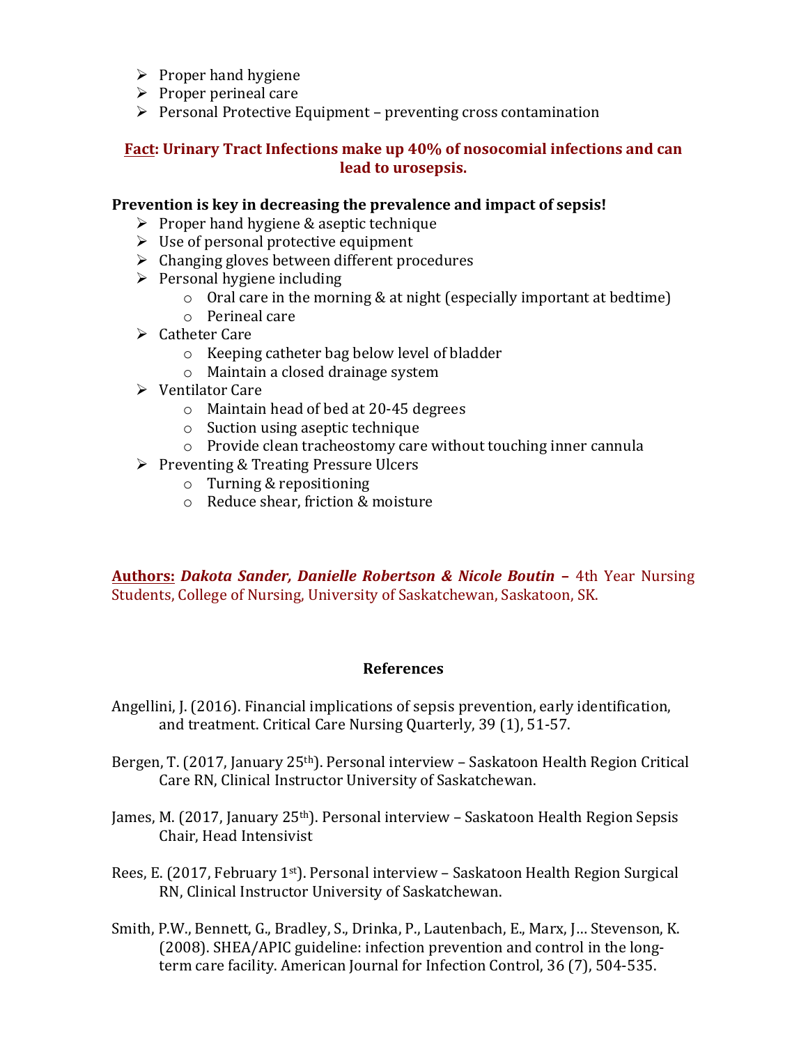- Proper hand hygiene
- Proper perineal care
- Personal Protective Equipment – preventing cross contamination

**Fact: Urinary Tract Infections make up 40% of nosocomial infections and can lead to urosepsis.**

**Prevention is key in decreasing the prevalence and impact of sepsis!**

- Proper hand hygiene & aseptic technique
- Use of personal protective equipment
- Changing gloves between different procedures
- Personal hygiene including
  - Oral care in the morning & at night (especially important at bedtime)
  - Perineal care
- Catheter Care
  - Keeping catheter bag below level of bladder
  - Maintain a closed drainage system
- Ventilator Care
  - Maintain head of bed at 20-45 degrees
  - Suction using aseptic technique
  - Provide clean tracheostomy care without touching inner cannula
- Preventing & Treating Pressure Ulcers
  - Turning & repositioning
  - Reduce shear, friction & moisture

**Authors:** ***Dakota Sander, Danielle Robertson & Nicole Boutin*** – 4th Year Nursing Students, College of Nursing, University of Saskatchewan, Saskatoon, SK.

## References

Angellini, J. (2016). Financial implications of sepsis prevention, early identification, and treatment. Critical Care Nursing Quarterly, 39 (1), 51-57.

Bergen, T. (2017, January 25th). Personal interview – Saskatoon Health Region Critical Care RN, Clinical Instructor University of Saskatchewan.

James, M. (2017, January 25th). Personal interview – Saskatoon Health Region Sepsis Chair, Head Intensivist

Rees, E. (2017, February 1st). Personal interview – Saskatoon Health Region Surgical RN, Clinical Instructor University of Saskatchewan.

Smith, P.W., Bennett, G., Bradley, S., Drinka, P., Lautenbach, E., Marx, J… Stevenson, K. (2008). SHEA/APIC guideline: infection prevention and control in the long-term care facility. American Journal for Infection Control, 36 (7), 504-535.